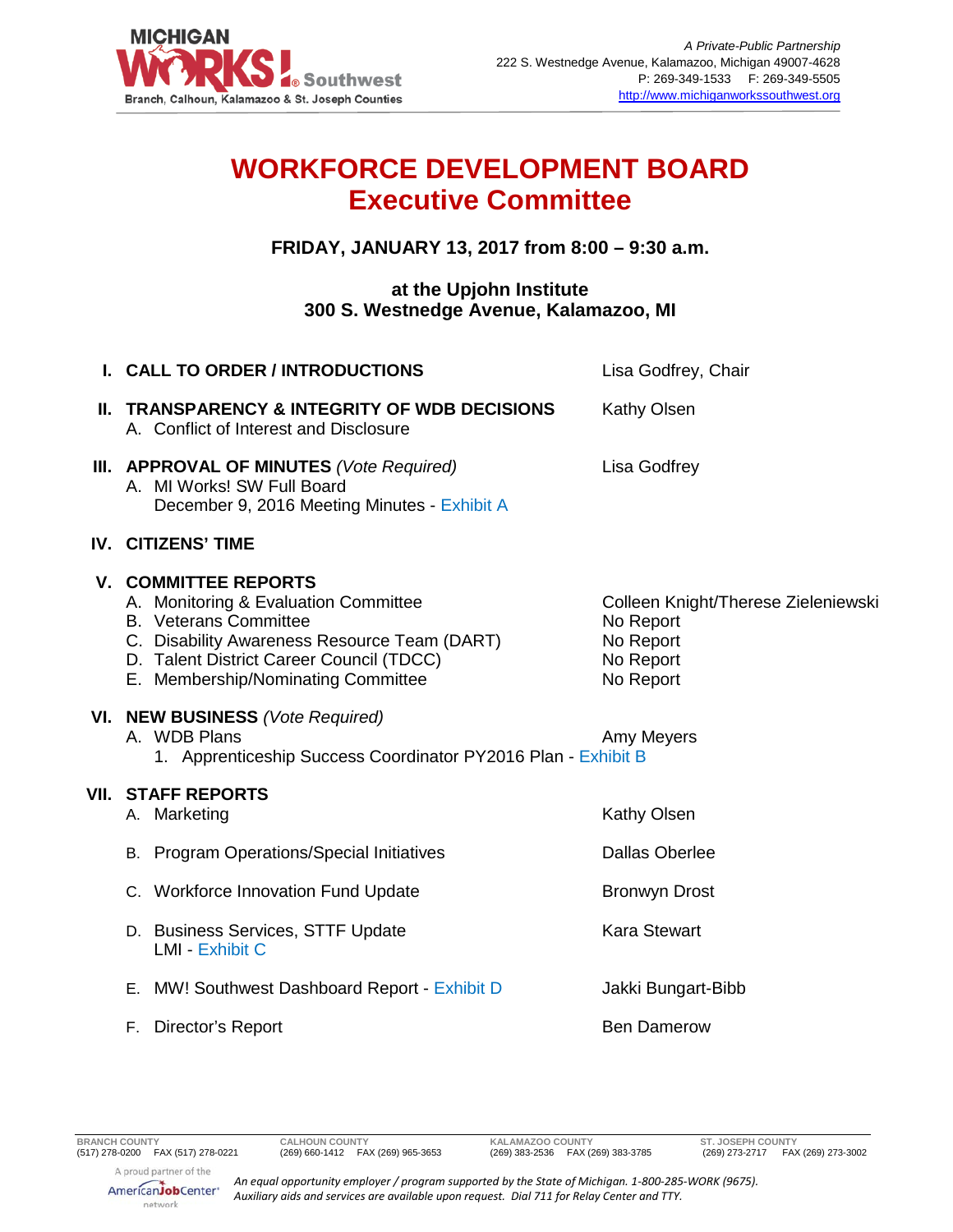MICHIGAN WORKS! Southwest
Branch, Calhoun, Kalamazoo & St. Joseph Counties

*A Private-Public Partnership*
222 S. Westnedge Avenue, Kalamazoo, Michigan 49007-4628
P: 269-349-1533 F: 269-349-5505
http://www.michiganworkssouthwest.org

# WORKFORCE DEVELOPMENT BOARD
# Executive Committee

**FRIDAY, JANUARY 13, 2017 from 8:00 – 9:30 a.m.**

**at the Upjohn Institute**
**300 S. Westnedge Avenue, Kalamazoo, MI**

| | |
|---|---|
| **I. CALL TO ORDER / INTRODUCTIONS** | Lisa Godfrey, Chair |
| **II. TRANSPARENCY & INTEGRITY OF WDB DECISIONS** | Kathy Olsen |
| A. Conflict of Interest and Disclosure | |
| **III. APPROVAL OF MINUTES** *(Vote Required)* | Lisa Godfrey |
| A. MI Works! SW Full Board December 9, 2016 Meeting Minutes - Exhibit A | |
| **IV. CITIZENS' TIME** | |
| **V. COMMITTEE REPORTS** | |
| A. Monitoring & Evaluation Committee | Colleen Knight/Therese Zieleniewski |
| B. Veterans Committee | No Report |
| C. Disability Awareness Resource Team (DART) | No Report |
| D. Talent District Career Council (TDCC) | No Report |
| E. Membership/Nominating Committee | No Report |
| **VI. NEW BUSINESS** *(Vote Required)* | |
| A. WDB Plans | Amy Meyers |
| 1. Apprenticeship Success Coordinator PY2016 Plan - Exhibit B | |
| **VII. STAFF REPORTS** | |
| A. Marketing | Kathy Olsen |
| B. Program Operations/Special Initiatives | Dallas Oberlee |
| C. Workforce Innovation Fund Update | Bronwyn Drost |
| D. Business Services, STTF Update LMI - Exhibit C | Kara Stewart |
| E. MW! Southwest Dashboard Report - Exhibit D | Jakki Bungart-Bibb |
| F. Director's Report | Ben Damerow |

| BRANCH COUNTY | CALHOUN COUNTY | KALAMAZOO COUNTY | ST. JOSEPH COUNTY |
|---|---|---|---|
| (517) 278-0200 FAX (517) 278-0221 | (269) 660-1412 FAX (269) 965-3653 | (269) 383-2536 FAX (269) 383-3785 | (269) 273-2717 FAX (269) 273-3002 |

A proud partner of the AmericanJobCenter network

*An equal opportunity employer / program supported by the State of Michigan. 1-800-285-WORK (9675). Auxiliary aids and services are available upon request. Dial 711 for Relay Center and TTY.*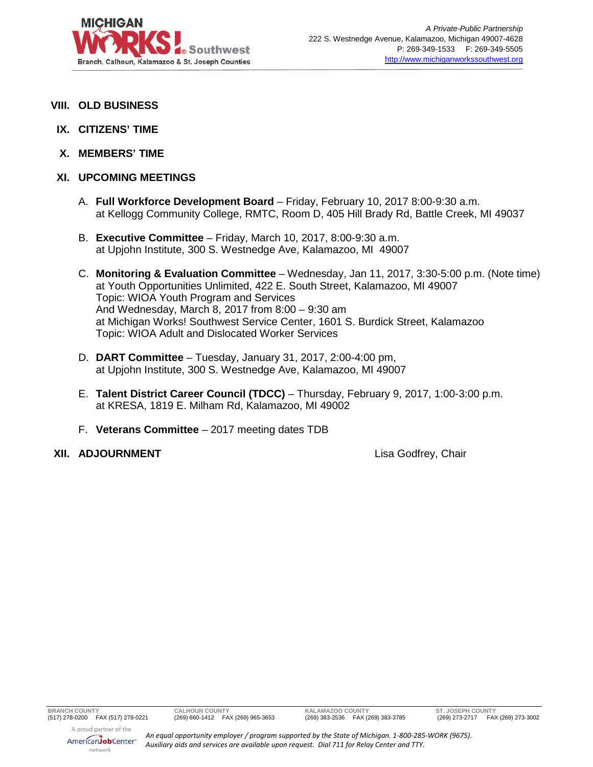MICHIGAN WORKS! Southwest
Branch, Calhoun, Kalamazoo & St. Joseph Counties

*A Private-Public Partnership*
222 S. Westnedge Avenue, Kalamazoo, Michigan 49007-4628
P: 269-349-1533 F: 269-349-5505
http://www.michiganworkssouthwest.org

## VIII. OLD BUSINESS

## IX. CITIZENS' TIME

## X. MEMBERS' TIME

## XI. UPCOMING MEETINGS

A. **Full Workforce Development Board** – Friday, February 10, 2017 8:00-9:30 a.m.
at Kellogg Community College, RMTC, Room D, 405 Hill Brady Rd, Battle Creek, MI 49037

B. **Executive Committee** – Friday, March 10, 2017, 8:00-9:30 a.m.
at Upjohn Institute, 300 S. Westnedge Ave, Kalamazoo, MI 49007

C. **Monitoring & Evaluation Committee** – Wednesday, Jan 11, 2017, 3:30-5:00 p.m. (Note time)
at Youth Opportunities Unlimited, 422 E. South Street, Kalamazoo, MI 49007
Topic: WIOA Youth Program and Services
And Wednesday, March 8, 2017 from 8:00 – 9:30 am
at Michigan Works! Southwest Service Center, 1601 S. Burdick Street, Kalamazoo
Topic: WIOA Adult and Dislocated Worker Services

D. **DART Committee** – Tuesday, January 31, 2017, 2:00-4:00 pm,
at Upjohn Institute, 300 S. Westnedge Ave, Kalamazoo, MI 49007

E. **Talent District Career Council (TDCC)** – Thursday, February 9, 2017, 1:00-3:00 p.m.
at KRESA, 1819 E. Milham Rd, Kalamazoo, MI 49002

F. **Veterans Committee** – 2017 meeting dates TDB

## XII. ADJOURNMENT

Lisa Godfrey, Chair

| BRANCH COUNTY | CALHOUN COUNTY | KALAMAZOO COUNTY | ST. JOSEPH COUNTY |
| --- | --- | --- | --- |
| (517) 278-0200 FAX (517) 278-0221 | (269) 660-1412 FAX (269) 965-3653 | (269) 383-2536 FAX (269) 383-3785 | (269) 273-2717 FAX (269) 273-3002 |

A proud partner of the AmericanJobCenter network

*An equal opportunity employer / program supported by the State of Michigan. 1-800-285-WORK (9675). Auxiliary aids and services are available upon request. Dial 711 for Relay Center and TTY.*